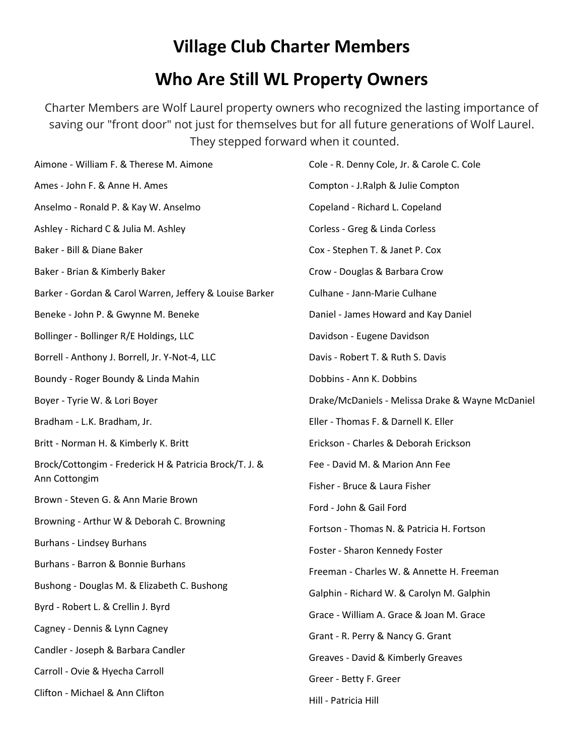# Village Club Charter Members

# Who Are Still WL Property Owners

Charter Members are Wolf Laurel property owners who recognized the lasting importance of saving our "front door" not just for themselves but for all future generations of Wolf Laurel. They stepped forward when it counted.

Aimone - William F. & Therese M. Aimone

Ames - John F. & Anne H. Ames

Anselmo - Ronald P. & Kay W. Anselmo

Ashley - Richard C & Julia M. Ashley

Baker - Bill & Diane Baker

Baker - Brian & Kimberly Baker

Barker - Gordan & Carol Warren, Jeffery & Louise Barker

Beneke - John P. & Gwynne M. Beneke

Bollinger - Bollinger R/E Holdings, LLC

Borrell - Anthony J. Borrell, Jr. Y-Not-4, LLC

Boundy - Roger Boundy & Linda Mahin

Boyer - Tyrie W. & Lori Boyer

Bradham - L.K. Bradham, Jr.

Britt - Norman H. & Kimberly K. Britt

Brock/Cottongim - Frederick H & Patricia Brock/T. J. & Ann Cottongim

Brown - Steven G. & Ann Marie Brown

Browning - Arthur W & Deborah C. Browning

Burhans - Lindsey Burhans

Burhans - Barron & Bonnie Burhans

Bushong - Douglas M. & Elizabeth C. Bushong

Byrd - Robert L. & Crellin J. Byrd

Cagney - Dennis & Lynn Cagney

Candler - Joseph & Barbara Candler

Carroll - Ovie & Hyecha Carroll

Clifton - Michael & Ann Clifton

Cole - R. Denny Cole, Jr. & Carole C. Cole

Compton - J.Ralph & Julie Compton

Copeland - Richard L. Copeland

Corless - Greg & Linda Corless

Cox - Stephen T. & Janet P. Cox

Crow - Douglas & Barbara Crow

Culhane - Jann-Marie Culhane

Daniel - James Howard and Kay Daniel

Davidson - Eugene Davidson

Davis - Robert T. & Ruth S. Davis

Dobbins - Ann K. Dobbins

Drake/McDaniels - Melissa Drake & Wayne McDaniel

Eller - Thomas F. & Darnell K. Eller

Erickson - Charles & Deborah Erickson

Fee - David M. & Marion Ann Fee

Fisher - Bruce & Laura Fisher

Ford - John & Gail Ford

Fortson - Thomas N. & Patricia H. Fortson

Foster - Sharon Kennedy Foster

Freeman - Charles W. & Annette H. Freeman

Galphin - Richard W. & Carolyn M. Galphin

Grace - William A. Grace & Joan M. Grace

Grant - R. Perry & Nancy G. Grant

Greaves - David & Kimberly Greaves

Greer - Betty F. Greer

Hill - Patricia Hill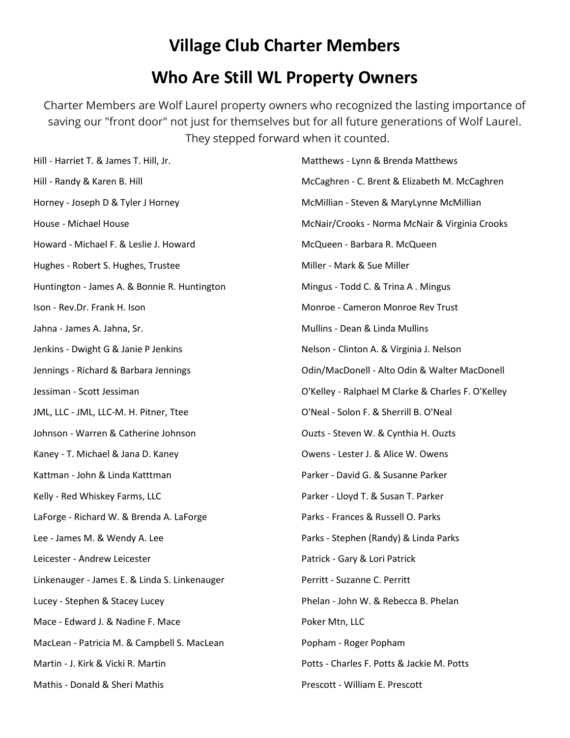# Village Club Charter Members

# Who Are Still WL Property Owners

Charter Members are Wolf Laurel property owners who recognized the lasting importance of saving our "front door" not just for themselves but for all future generations of Wolf Laurel. They stepped forward when it counted.

Hill - Harriet T. & James T. Hill, Jr.

Hill - Randy & Karen B. Hill

Horney - Joseph D & Tyler J Horney

House - Michael House

Howard - Michael F. & Leslie J. Howard

Hughes - Robert S. Hughes, Trustee

Huntington - James A. & Bonnie R. Huntington

Ison - Rev.Dr. Frank H. Ison

Jahna - James A. Jahna, Sr.

Jenkins - Dwight G & Janie P Jenkins

Jennings - Richard & Barbara Jennings

Jessiman - Scott Jessiman

JML, LLC - JML, LLC-M. H. Pitner, Ttee

Johnson - Warren & Catherine Johnson

Kaney - T. Michael & Jana D. Kaney

Kattman - John & Linda Katttman

Kelly - Red Whiskey Farms, LLC

LaForge - Richard W. & Brenda A. LaForge

Lee - James M. & Wendy A. Lee

Leicester - Andrew Leicester

Linkenauger - James E. & Linda S. Linkenauger

Lucey - Stephen & Stacey Lucey

Mace - Edward J. & Nadine F. Mace

MacLean - Patricia M. & Campbell S. MacLean

Martin - J. Kirk & Vicki R. Martin

Mathis - Donald & Sheri Mathis

Matthews - Lynn & Brenda Matthews

McCaghren - C. Brent & Elizabeth M. McCaghren

McMillian - Steven & MaryLynne McMillian

McNair/Crooks - Norma McNair & Virginia Crooks

McQueen - Barbara R. McQueen

Miller - Mark & Sue Miller

Mingus - Todd C. & Trina A . Mingus

Monroe - Cameron Monroe Rev Trust

Mullins - Dean & Linda Mullins

Nelson - Clinton A. & Virginia J. Nelson

Odin/MacDonell - Alto Odin & Walter MacDonell

O'Kelley - Ralphael M Clarke & Charles F. O'Kelley

O'Neal - Solon F. & Sherrill B. O'Neal

Ouzts - Steven W. & Cynthia H. Ouzts

Owens - Lester J. & Alice W. Owens

Parker - David G. & Susanne Parker

Parker - Lloyd T. & Susan T. Parker

Parks - Frances & Russell O. Parks

Parks - Stephen (Randy) & Linda Parks

Patrick - Gary & Lori Patrick

Perritt - Suzanne C. Perritt

Phelan - John W. & Rebecca B. Phelan

Poker Mtn, LLC

Popham - Roger Popham

Potts - Charles F. Potts & Jackie M. Potts

Prescott - William E. Prescott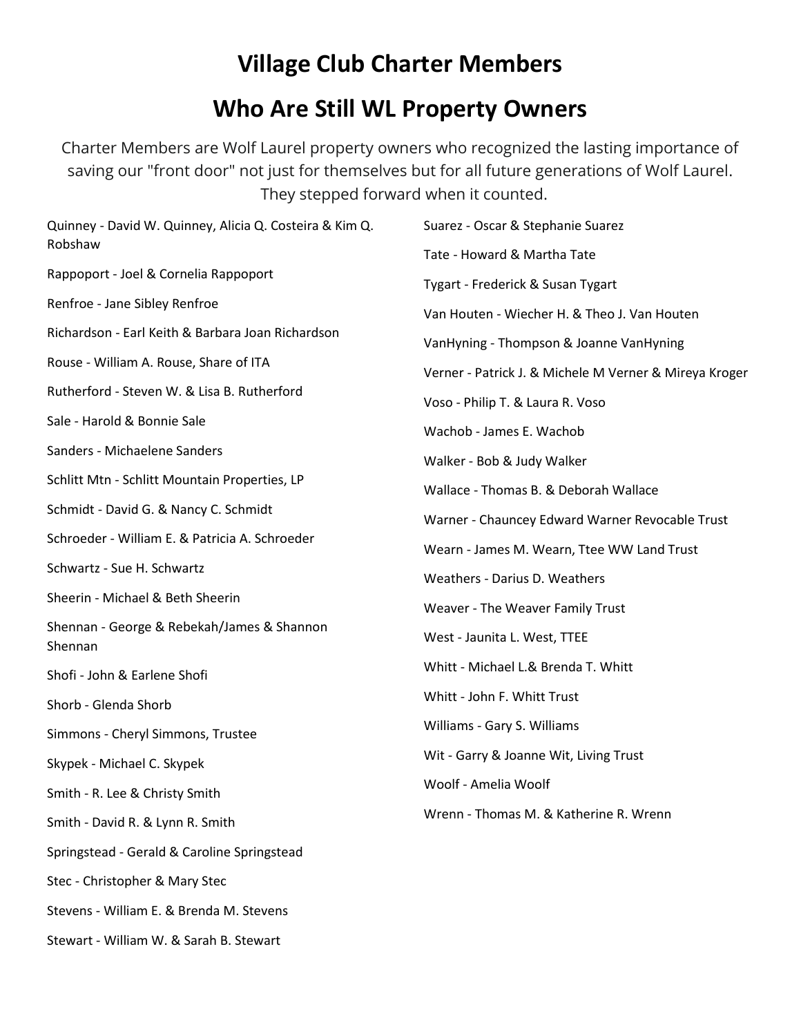# Village Club Charter Members

# Who Are Still WL Property Owners

Charter Members are Wolf Laurel property owners who recognized the lasting importance of saving our "front door" not just for themselves but for all future generations of Wolf Laurel. They stepped forward when it counted.

Quinney - David W. Quinney, Alicia Q. Costeira & Kim Q. Robshaw

Rappoport - Joel & Cornelia Rappoport

Renfroe - Jane Sibley Renfroe

Richardson - Earl Keith & Barbara Joan Richardson

Rouse - William A. Rouse, Share of ITA

Rutherford - Steven W. & Lisa B. Rutherford

Sale - Harold & Bonnie Sale

Sanders - Michaelene Sanders

Schlitt Mtn - Schlitt Mountain Properties, LP

Schmidt - David G. & Nancy C. Schmidt

Schroeder - William E. & Patricia A. Schroeder

Schwartz - Sue H. Schwartz

Sheerin - Michael & Beth Sheerin

Shennan - George & Rebekah/James & Shannon Shennan

Shofi - John & Earlene Shofi

Shorb - Glenda Shorb

Simmons - Cheryl Simmons, Trustee

Skypek - Michael C. Skypek

Smith - R. Lee & Christy Smith

Smith - David R. & Lynn R. Smith

Springstead - Gerald & Caroline Springstead

Stec - Christopher & Mary Stec

Stevens - William E. & Brenda M. Stevens

Stewart - William W. & Sarah B. Stewart

Suarez - Oscar & Stephanie Suarez

Tate - Howard & Martha Tate

Tygart - Frederick & Susan Tygart

Van Houten - Wiecher H. & Theo J. Van Houten

VanHyning - Thompson & Joanne VanHyning

Verner - Patrick J. & Michele M Verner & Mireya Kroger

Voso - Philip T. & Laura R. Voso

Wachob - James E. Wachob

Walker - Bob & Judy Walker

Wallace - Thomas B. & Deborah Wallace

Warner - Chauncey Edward Warner Revocable Trust

Wearn - James M. Wearn, Ttee WW Land Trust

Weathers - Darius D. Weathers

Weaver - The Weaver Family Trust

West - Jaunita L. West, TTEE

Whitt - Michael L.& Brenda T. Whitt

Whitt - John F. Whitt Trust

Williams - Gary S. Williams

Wit - Garry & Joanne Wit, Living Trust

Woolf - Amelia Woolf

Wrenn - Thomas M. & Katherine R. Wrenn